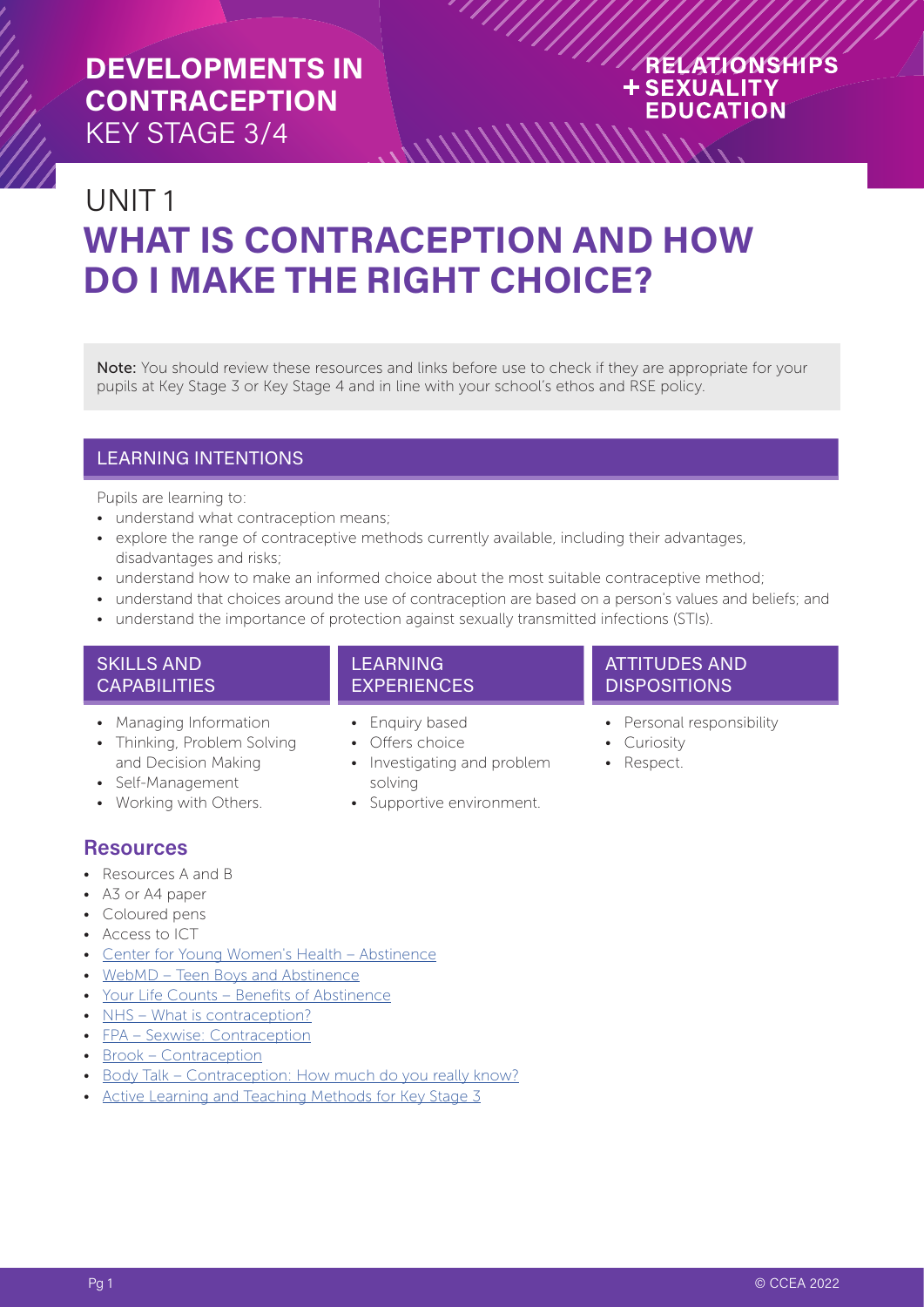# DEVELOPMENTS IN CONTRACEPTION
KEY STAGE 3/4

RELATIONSHIPS + SEXUALITY EDUCATION

UNIT 1

# WHAT IS CONTRACEPTION AND HOW DO I MAKE THE RIGHT CHOICE?

**Note:** You should review these resources and links before use to check if they are appropriate for your pupils at Key Stage 3 or Key Stage 4 and in line with your school's ethos and RSE policy.

## LEARNING INTENTIONS

Pupils are learning to:

- understand what contraception means;
- explore the range of contraceptive methods currently available, including their advantages, disadvantages and risks;
- understand how to make an informed choice about the most suitable contraceptive method;
- understand that choices around the use of contraception are based on a person's values and beliefs; and
- understand the importance of protection against sexually transmitted infections (STIs).

## SKILLS AND CAPABILITIES

- Managing Information
- Thinking, Problem Solving and Decision Making
- Self-Management
- Working with Others.

## LEARNING EXPERIENCES

- Enquiry based
- Offers choice
- Investigating and problem solving
- Supportive environment.

## ATTITUDES AND DISPOSITIONS

- Personal responsibility
- Curiosity
- Respect.

## Resources

- Resources A and B
- A3 or A4 paper
- Coloured pens
- Access to ICT
- Center for Young Women's Health – Abstinence
- WebMD – Teen Boys and Abstinence
- Your Life Counts – Benefits of Abstinence
- NHS – What is contraception?
- FPA – Sexwise: Contraception
- Brook – Contraception
- Body Talk – Contraception: How much do you really know?
- Active Learning and Teaching Methods for Key Stage 3

© CCEA 2022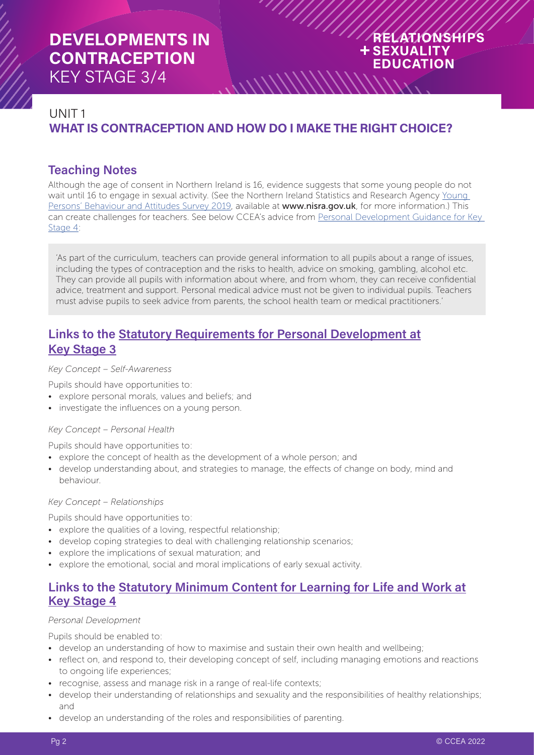# DEVELOPMENTS IN CONTRACEPTION
KEY STAGE 3/4

RELATIONSHIPS + SEXUALITY EDUCATION

## UNIT 1
## WHAT IS CONTRACEPTION AND HOW DO I MAKE THE RIGHT CHOICE?

### Teaching Notes

Although the age of consent in Northern Ireland is 16, evidence suggests that some young people do not wait until 16 to engage in sexual activity. (See the Northern Ireland Statistics and Research Agency Young Persons' Behaviour and Attitudes Survey 2019, available at **www.nisra.gov.uk**, for more information.) This can create challenges for teachers. See below CCEA's advice from Personal Development Guidance for Key Stage 4:

> 'As part of the curriculum, teachers can provide general information to all pupils about a range of issues, including the types of contraception and the risks to health, advice on smoking, gambling, alcohol etc. They can provide all pupils with information about where, and from whom, they can receive confidential advice, treatment and support. Personal medical advice must not be given to individual pupils. Teachers must advise pupils to seek advice from parents, the school health team or medical practitioners.'

### Links to the Statutory Requirements for Personal Development at Key Stage 3

*Key Concept – Self-Awareness*

Pupils should have opportunities to:
- explore personal morals, values and beliefs; and
- investigate the influences on a young person.

*Key Concept – Personal Health*

Pupils should have opportunities to:
- explore the concept of health as the development of a whole person; and
- develop understanding about, and strategies to manage, the effects of change on body, mind and behaviour.

*Key Concept – Relationships*

Pupils should have opportunities to:
- explore the qualities of a loving, respectful relationship;
- develop coping strategies to deal with challenging relationship scenarios;
- explore the implications of sexual maturation; and
- explore the emotional, social and moral implications of early sexual activity.

### Links to the Statutory Minimum Content for Learning for Life and Work at Key Stage 4

*Personal Development*

Pupils should be enabled to:
- develop an understanding of how to maximise and sustain their own health and wellbeing;
- reflect on, and respond to, their developing concept of self, including managing emotions and reactions to ongoing life experiences;
- recognise, assess and manage risk in a range of real-life contexts;
- develop their understanding of relationships and sexuality and the responsibilities of healthy relationships; and
- develop an understanding of the roles and responsibilities of parenting.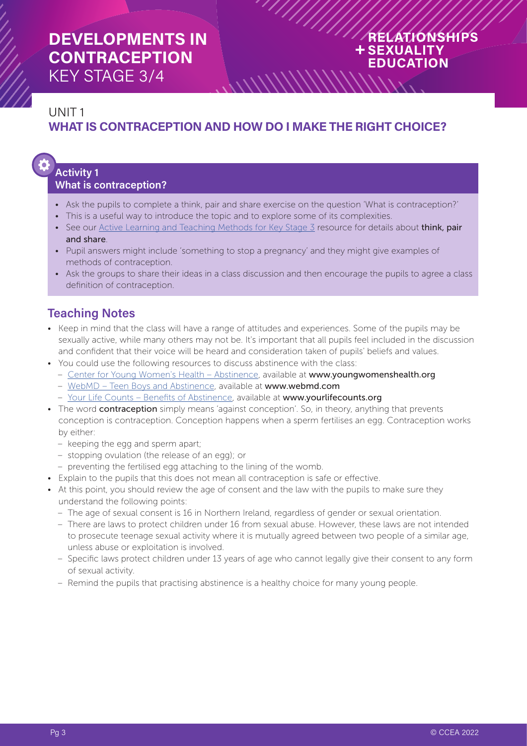# DEVELOPMENTS IN CONTRACEPTION
KEY STAGE 3/4

RELATIONSHIPS + SEXUALITY EDUCATION

## UNIT 1
## WHAT IS CONTRACEPTION AND HOW DO I MAKE THE RIGHT CHOICE?

### Activity 1
**What is contraception?**

- Ask the pupils to complete a think, pair and share exercise on the question 'What is contraception?'
- This is a useful way to introduce the topic and to explore some of its complexities.
- See our Active Learning and Teaching Methods for Key Stage 3 resource for details about **think, pair and share**.
- Pupil answers might include 'something to stop a pregnancy' and they might give examples of methods of contraception.
- Ask the groups to share their ideas in a class discussion and then encourage the pupils to agree a class definition of contraception.

## Teaching Notes

- Keep in mind that the class will have a range of attitudes and experiences. Some of the pupils may be sexually active, while many others may not be. It's important that all pupils feel included in the discussion and confident that their voice will be heard and consideration taken of pupils' beliefs and values.
- You could use the following resources to discuss abstinence with the class:
  - Center for Young Women's Health – Abstinence, available at **www.youngwomenshealth.org**
  - WebMD – Teen Boys and Abstinence, available at **www.webmd.com**
  - Your Life Counts – Benefits of Abstinence, available at **www.yourlifecounts.org**
- The word **contraception** simply means 'against conception'. So, in theory, anything that prevents conception is contraception. Conception happens when a sperm fertilises an egg. Contraception works by either:
  - keeping the egg and sperm apart;
  - stopping ovulation (the release of an egg); or
  - preventing the fertilised egg attaching to the lining of the womb.
- Explain to the pupils that this does not mean all contraception is safe or effective.
- At this point, you should review the age of consent and the law with the pupils to make sure they understand the following points:
  - The age of sexual consent is 16 in Northern Ireland, regardless of gender or sexual orientation.
  - There are laws to protect children under 16 from sexual abuse. However, these laws are not intended to prosecute teenage sexual activity where it is mutually agreed between two people of a similar age, unless abuse or exploitation is involved.
  - Specific laws protect children under 13 years of age who cannot legally give their consent to any form of sexual activity.
  - Remind the pupils that practising abstinence is a healthy choice for many young people.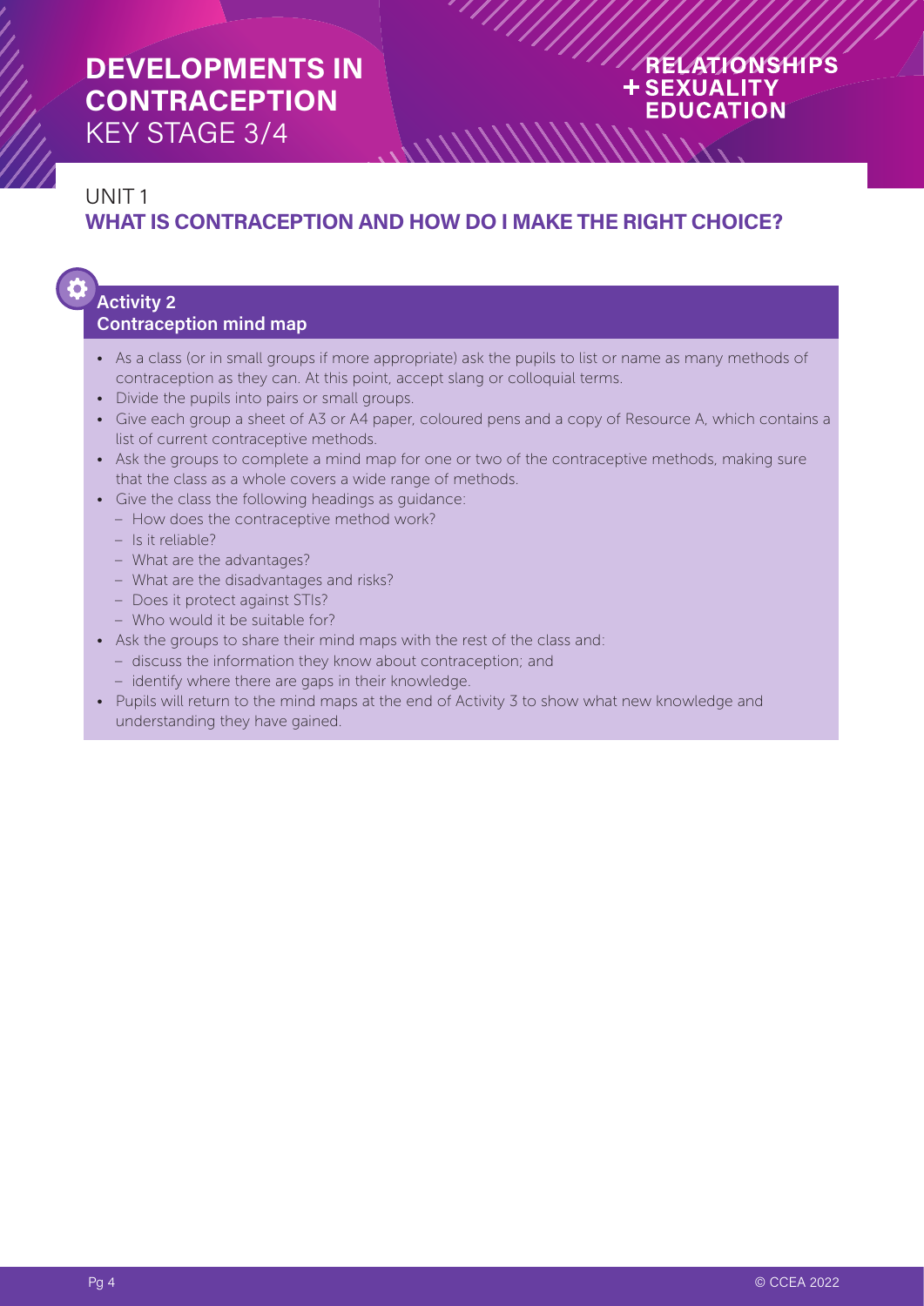# DEVELOPMENTS IN CONTRACEPTION
KEY STAGE 3/4

RELATIONSHIPS + SEXUALITY EDUCATION

## UNIT 1
## WHAT IS CONTRACEPTION AND HOW DO I MAKE THE RIGHT CHOICE?

### Activity 2
### Contraception mind map

- As a class (or in small groups if more appropriate) ask the pupils to list or name as many methods of contraception as they can. At this point, accept slang or colloquial terms.
- Divide the pupils into pairs or small groups.
- Give each group a sheet of A3 or A4 paper, coloured pens and a copy of Resource A, which contains a list of current contraceptive methods.
- Ask the groups to complete a mind map for one or two of the contraceptive methods, making sure that the class as a whole covers a wide range of methods.
- Give the class the following headings as guidance:
  - How does the contraceptive method work?
  - Is it reliable?
  - What are the advantages?
  - What are the disadvantages and risks?
  - Does it protect against STIs?
  - Who would it be suitable for?
- Ask the groups to share their mind maps with the rest of the class and:
  - discuss the information they know about contraception; and
  - identify where there are gaps in their knowledge.
- Pupils will return to the mind maps at the end of Activity 3 to show what new knowledge and understanding they have gained.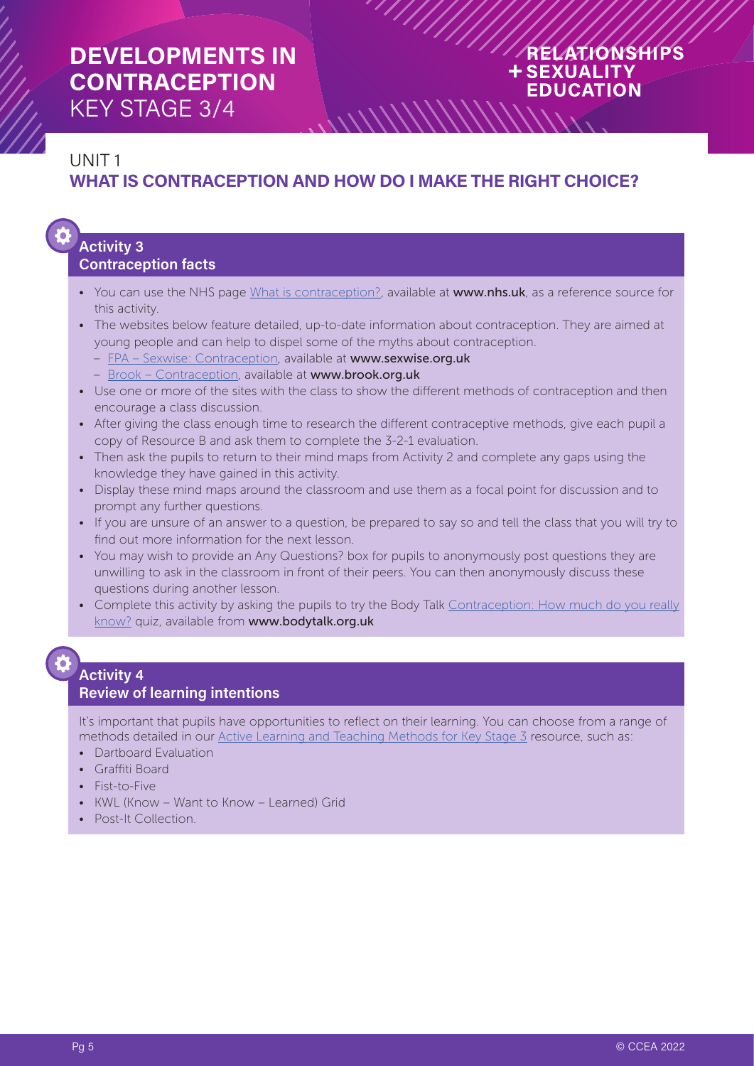# DEVELOPMENTS IN CONTRACEPTION
KEY STAGE 3/4

RELATIONSHIPS + SEXUALITY EDUCATION

UNIT 1

## WHAT IS CONTRACEPTION AND HOW DO I MAKE THE RIGHT CHOICE?

### Activity 3
### Contraception facts

- You can use the NHS page What is contraception?, available at **www.nhs.uk**, as a reference source for this activity.
- The websites below feature detailed, up-to-date information about contraception. They are aimed at young people and can help to dispel some of the myths about contraception.
  - FPA – Sexwise: Contraception, available at **www.sexwise.org.uk**
  - Brook – Contraception, available at **www.brook.org.uk**
- Use one or more of the sites with the class to show the different methods of contraception and then encourage a class discussion.
- After giving the class enough time to research the different contraceptive methods, give each pupil a copy of Resource B and ask them to complete the 3-2-1 evaluation.
- Then ask the pupils to return to their mind maps from Activity 2 and complete any gaps using the knowledge they have gained in this activity.
- Display these mind maps around the classroom and use them as a focal point for discussion and to prompt any further questions.
- If you are unsure of an answer to a question, be prepared to say so and tell the class that you will try to find out more information for the next lesson.
- You may wish to provide an Any Questions? box for pupils to anonymously post questions they are unwilling to ask in the classroom in front of their peers. You can then anonymously discuss these questions during another lesson.
- Complete this activity by asking the pupils to try the Body Talk Contraception: How much do you really know? quiz, available from **www.bodytalk.org.uk**

### Activity 4
### Review of learning intentions

It's important that pupils have opportunities to reflect on their learning. You can choose from a range of methods detailed in our Active Learning and Teaching Methods for Key Stage 3 resource, such as:

- Dartboard Evaluation
- Graffiti Board
- Fist-to-Five
- KWL (Know – Want to Know – Learned) Grid
- Post-It Collection.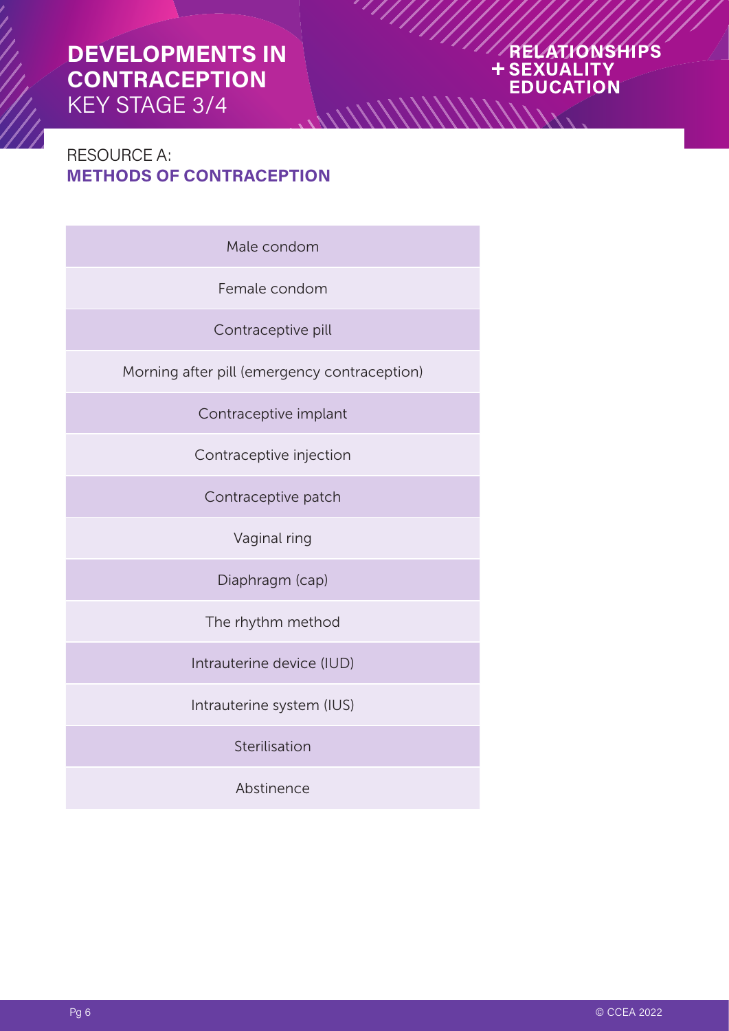# DEVELOPMENTS IN CONTRACEPTION

KEY STAGE 3/4

RELATIONSHIPS + SEXUALITY EDUCATION

RESOURCE A:

## METHODS OF CONTRACEPTION

| Male condom |
|---|
| Female condom |
| Contraceptive pill |
| Morning after pill (emergency contraception) |
| Contraceptive implant |
| Contraceptive injection |
| Contraceptive patch |
| Vaginal ring |
| Diaphragm (cap) |
| The rhythm method |
| Intrauterine device (IUD) |
| Intrauterine system (IUS) |
| Sterilisation |
| Abstinence |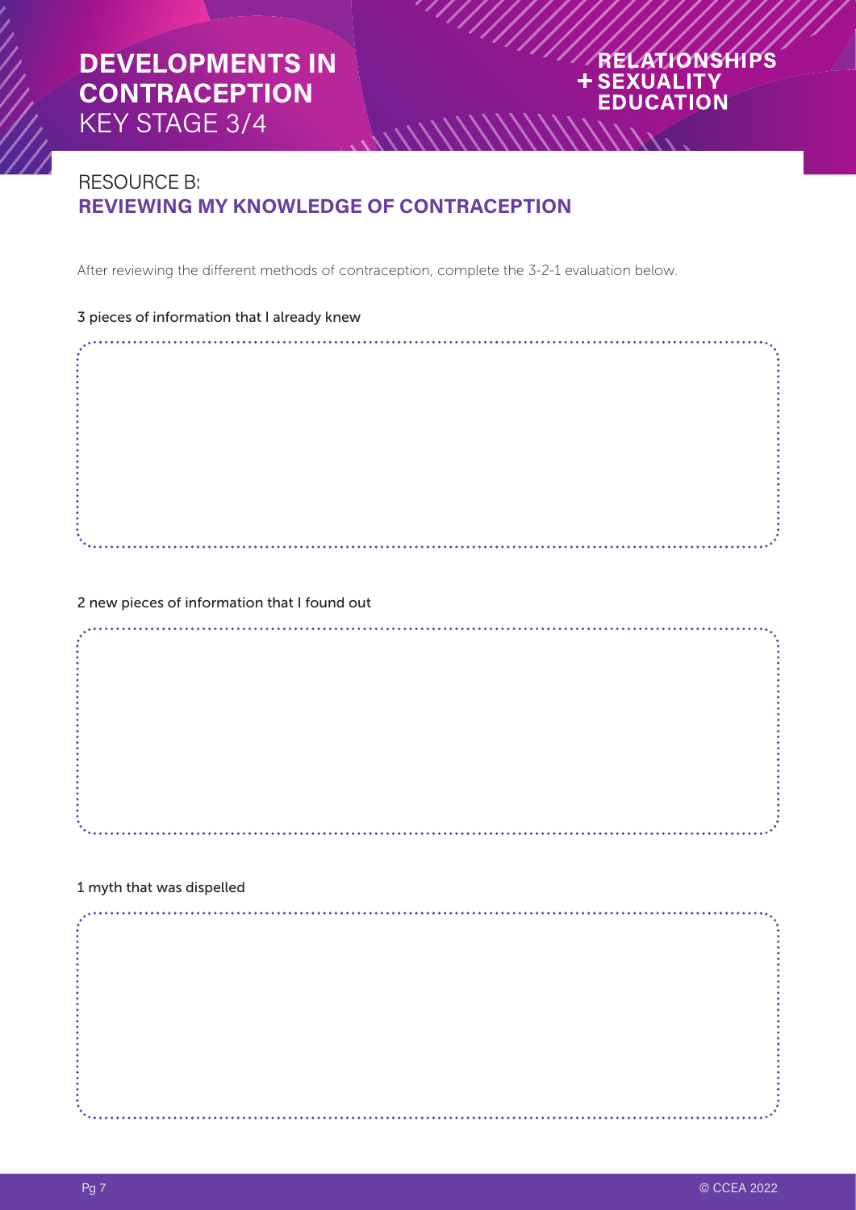# DEVELOPMENTS IN CONTRACEPTION

KEY STAGE 3/4

RELATIONSHIPS + SEXUALITY EDUCATION

## RESOURCE B:

## REVIEWING MY KNOWLEDGE OF CONTRACEPTION

After reviewing the different methods of contraception, complete the 3-2-1 evaluation below.

3 pieces of information that I already knew

2 new pieces of information that I found out

1 myth that was dispelled

© CCEA 2022